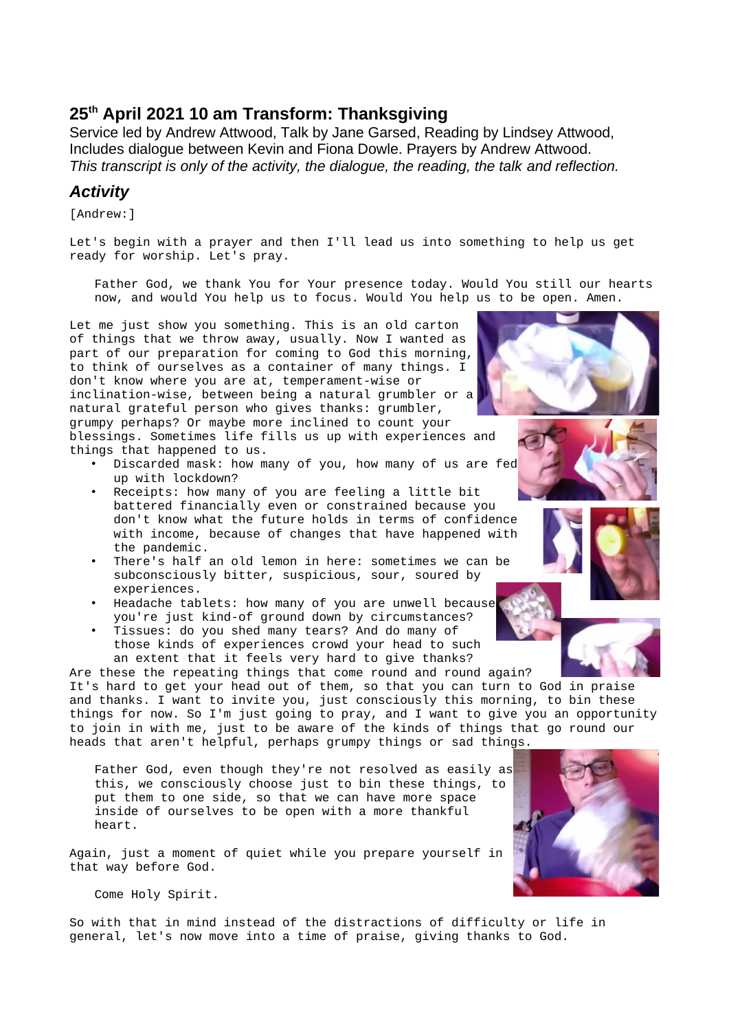## 25th April 2021 10 am Transform: Thanksgiving

Service led by Andrew Attwood, Talk by Jane Garsed, Reading by Lindsey Attwood, Includes dialogue between Kevin and Fiona Dowle. Prayers by Andrew Attwood.

*This transcript is only of the activity, the dialogue, the reading, the talk and reflection.*

### *Activity*

[Andrew:]

Let's begin with a prayer and then I'll lead us into something to help us get ready for worship. Let's pray.

> Father God, we thank You for Your presence today. Would You still our hearts now, and would You help us to focus. Would You help us to be open. Amen.

Let me just show you something. This is an old carton of things that we throw away, usually. Now I wanted as part of our preparation for coming to God this morning, to think of ourselves as a container of many things. I don't know where you are at, temperament-wise or inclination-wise, between being a natural grumbler or a natural grateful person who gives thanks: grumbler, grumpy perhaps? Or maybe more inclined to count your blessings. Sometimes life fills us up with experiences and things that happened to us.

- Discarded mask: how many of you, how many of us are fed up with lockdown?
- Receipts: how many of you are feeling a little bit battered financially even or constrained because you don't know what the future holds in terms of confidence with income, because of changes that have happened with the pandemic.
- There's half an old lemon in here: sometimes we can be subconsciously bitter, suspicious, sour, soured by experiences.
- Headache tablets: how many of you are unwell because you're just kind-of ground down by circumstances?
- Tissues: do you shed many tears? And do many of those kinds of experiences crowd your head to such an extent that it feels very hard to give thanks?

Are these the repeating things that come round and round again? It's hard to get your head out of them, so that you can turn to God in praise and thanks. I want to invite you, just consciously this morning, to bin these things for now. So I'm just going to pray, and I want to give you an opportunity to join in with me, just to be aware of the kinds of things that go round our heads that aren't helpful, perhaps grumpy things or sad things.

> Father God, even though they're not resolved as easily as this, we consciously choose just to bin these things, to put them to one side, so that we can have more space inside of ourselves to be open with a more thankful heart.

Again, just a moment of quiet while you prepare yourself in that way before God.

> Come Holy Spirit.

So with that in mind instead of the distractions of difficulty or life in general, let's now move into a time of praise, giving thanks to God.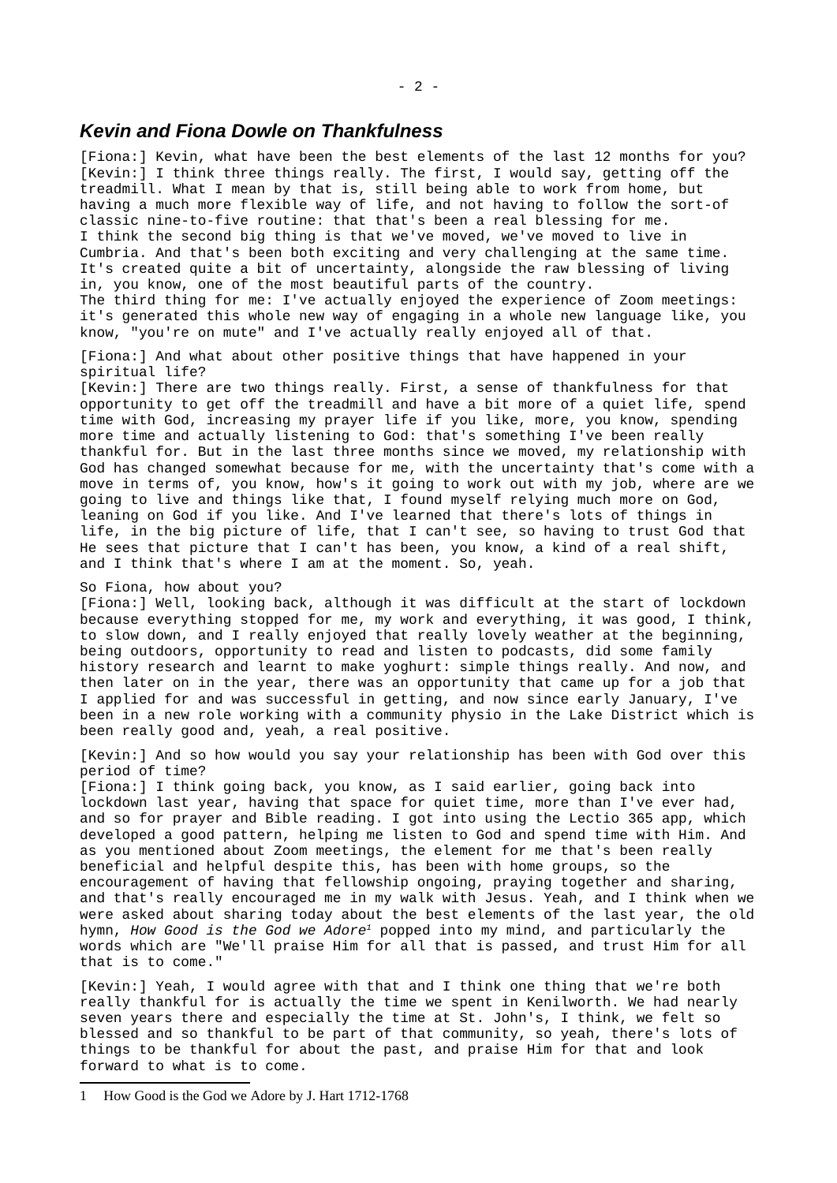## *Kevin and Fiona Dowle on Thankfulness*

[Fiona:] Kevin, what have been the best elements of the last 12 months for you?
[Kevin:] I think three things really. The first, I would say, getting off the treadmill. What I mean by that is, still being able to work from home, but having a much more flexible way of life, and not having to follow the sort-of classic nine-to-five routine: that that's been a real blessing for me.
I think the second big thing is that we've moved, we've moved to live in Cumbria. And that's been both exciting and very challenging at the same time. It's created quite a bit of uncertainty, alongside the raw blessing of living in, you know, one of the most beautiful parts of the country.
The third thing for me: I've actually enjoyed the experience of Zoom meetings: it's generated this whole new way of engaging in a whole new language like, you know, "you're on mute" and I've actually really enjoyed all of that.

[Fiona:] And what about other positive things that have happened in your spiritual life?
[Kevin:] There are two things really. First, a sense of thankfulness for that opportunity to get off the treadmill and have a bit more of a quiet life, spend time with God, increasing my prayer life if you like, more, you know, spending more time and actually listening to God: that's something I've been really thankful for. But in the last three months since we moved, my relationship with God has changed somewhat because for me, with the uncertainty that's come with a move in terms of, you know, how's it going to work out with my job, where are we going to live and things like that, I found myself relying much more on God, leaning on God if you like. And I've learned that there's lots of things in life, in the big picture of life, that I can't see, so having to trust God that He sees that picture that I can't has been, you know, a kind of a real shift, and I think that's where I am at the moment. So, yeah.

So Fiona, how about you?
[Fiona:] Well, looking back, although it was difficult at the start of lockdown because everything stopped for me, my work and everything, it was good, I think, to slow down, and I really enjoyed that really lovely weather at the beginning, being outdoors, opportunity to read and listen to podcasts, did some family history research and learnt to make yoghurt: simple things really. And now, and then later on in the year, there was an opportunity that came up for a job that I applied for and was successful in getting, and now since early January, I've been in a new role working with a community physio in the Lake District which is been really good and, yeah, a real positive.

[Kevin:] And so how would you say your relationship has been with God over this period of time?
[Fiona:] I think going back, you know, as I said earlier, going back into lockdown last year, having that space for quiet time, more than I've ever had, and so for prayer and Bible reading. I got into using the Lectio 365 app, which developed a good pattern, helping me listen to God and spend time with Him. And as you mentioned about Zoom meetings, the element for me that's been really beneficial and helpful despite this, has been with home groups, so the encouragement of having that fellowship ongoing, praying together and sharing, and that's really encouraged me in my walk with Jesus. Yeah, and I think when we were asked about sharing today about the best elements of the last year, the old hymn, *How Good is the God we Adore*[1] popped into my mind, and particularly the words which are "We'll praise Him for all that is passed, and trust Him for all that is to come."

[Kevin:] Yeah, I would agree with that and I think one thing that we're both really thankful for is actually the time we spent in Kenilworth. We had nearly seven years there and especially the time at St. John's, I think, we felt so blessed and so thankful to be part of that community, so yeah, there's lots of things to be thankful for about the past, and praise Him for that and look forward to what is to come.

---

1 How Good is the God we Adore by J. Hart 1712-1768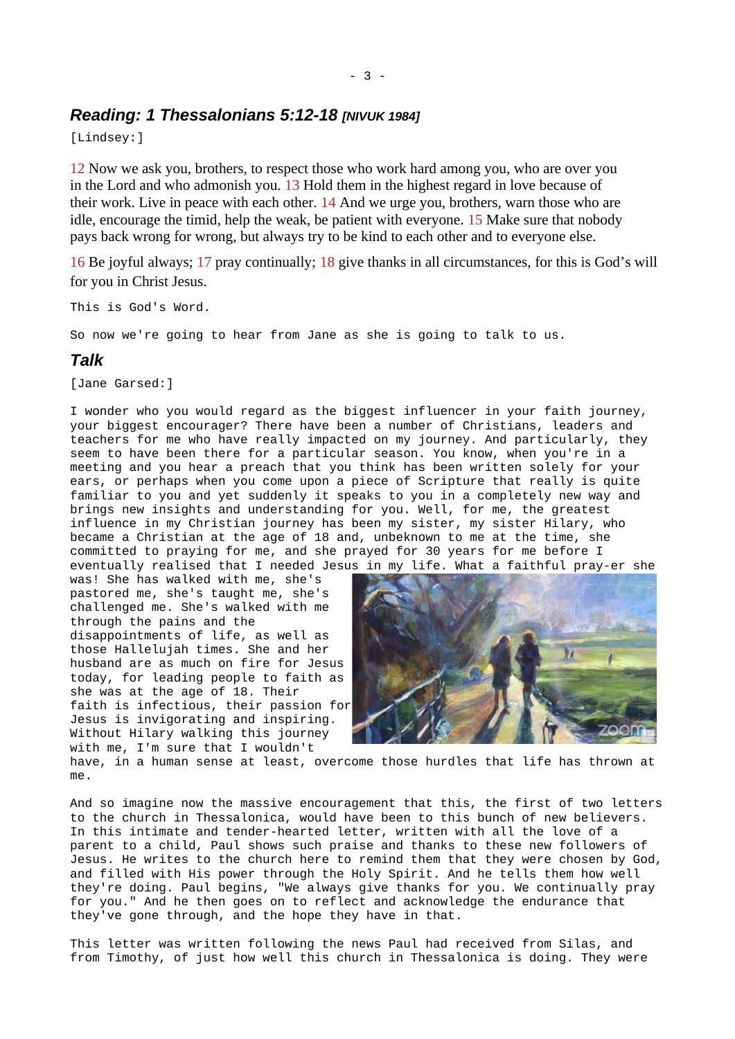## *Reading: 1 Thessalonians 5:12-18 [NIVUK 1984]*

[Lindsey:]

12 Now we ask you, brothers, to respect those who work hard among you, who are over you in the Lord and who admonish you. 13 Hold them in the highest regard in love because of their work. Live in peace with each other. 14 And we urge you, brothers, warn those who are idle, encourage the timid, help the weak, be patient with everyone. 15 Make sure that nobody pays back wrong for wrong, but always try to be kind to each other and to everyone else.

16 Be joyful always; 17 pray continually; 18 give thanks in all circumstances, for this is God's will for you in Christ Jesus.

This is God's Word.

So now we're going to hear from Jane as she is going to talk to us.

## *Talk*

[Jane Garsed:]

I wonder who you would regard as the biggest influencer in your faith journey, your biggest encourager? There have been a number of Christians, leaders and teachers for me who have really impacted on my journey. And particularly, they seem to have been there for a particular season. You know, when you're in a meeting and you hear a preach that you think has been written solely for your ears, or perhaps when you come upon a piece of Scripture that really is quite familiar to you and yet suddenly it speaks to you in a completely new way and brings new insights and understanding for you. Well, for me, the greatest influence in my Christian journey has been my sister, my sister Hilary, who became a Christian at the age of 18 and, unbeknown to me at the time, she committed to praying for me, and she prayed for 30 years for me before I eventually realised that I needed Jesus in my life. What a faithful pray-er she was! She has walked with me, she's pastored me, she's taught me, she's challenged me. She's walked with me through the pains and the disappointments of life, as well as those Hallelujah times. She and her husband are as much on fire for Jesus today, for leading people to faith as she was at the age of 18. Their faith is infectious, their passion for Jesus is invigorating and inspiring. Without Hilary walking this journey with me, I'm sure that I wouldn't have, in a human sense at least, overcome those hurdles that life has thrown at me.

And so imagine now the massive encouragement that this, the first of two letters to the church in Thessalonica, would have been to this bunch of new believers. In this intimate and tender-hearted letter, written with all the love of a parent to a child, Paul shows such praise and thanks to these new followers of Jesus. He writes to the church here to remind them that they were chosen by God, and filled with His power through the Holy Spirit. And he tells them how well they're doing. Paul begins, "We always give thanks for you. We continually pray for you." And he then goes on to reflect and acknowledge the endurance that they've gone through, and the hope they have in that.

This letter was written following the news Paul had received from Silas, and from Timothy, of just how well this church in Thessalonica is doing. They were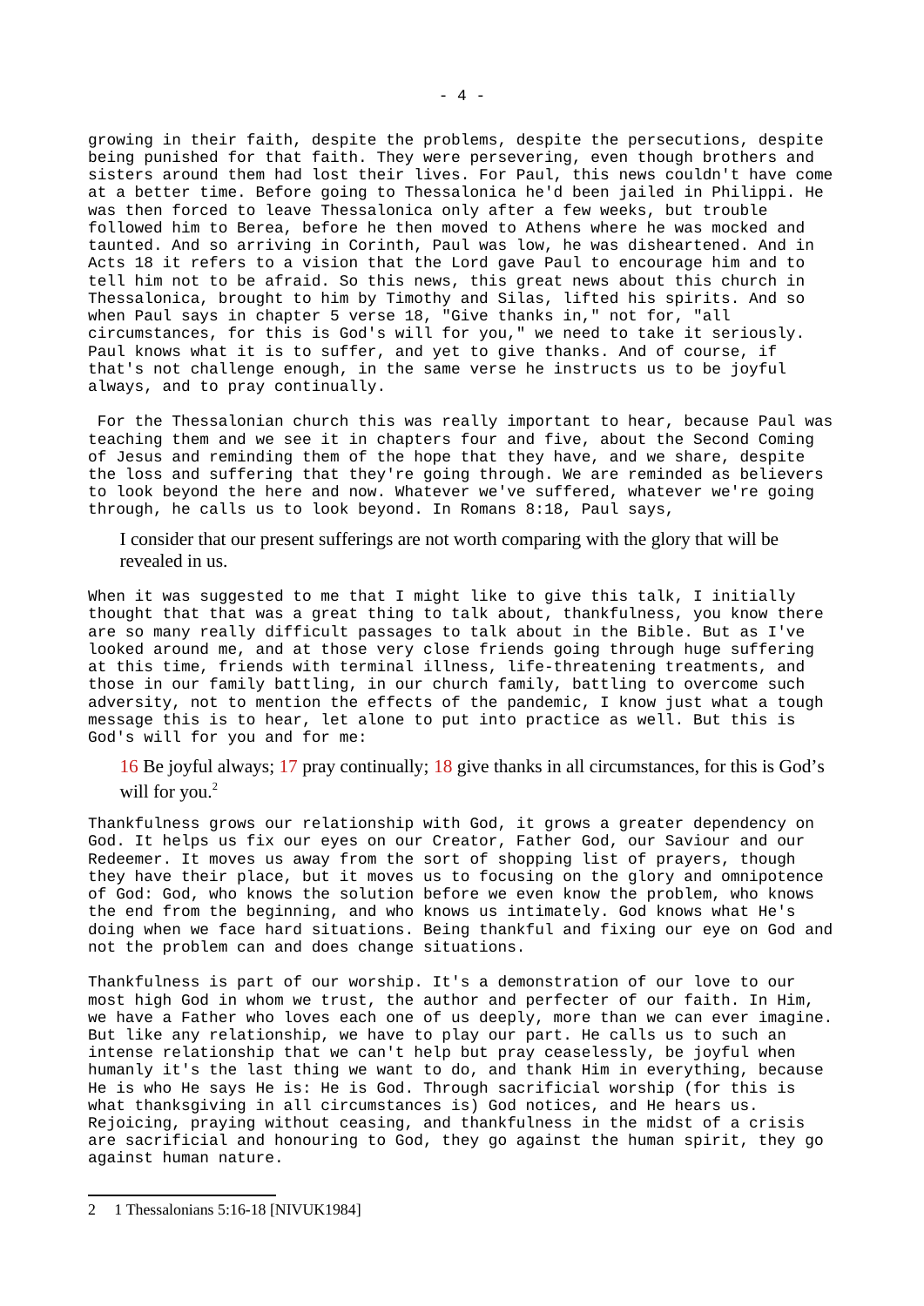growing in their faith, despite the problems, despite the persecutions, despite being punished for that faith. They were persevering, even though brothers and sisters around them had lost their lives. For Paul, this news couldn't have come at a better time. Before going to Thessalonica he'd been jailed in Philippi. He was then forced to leave Thessalonica only after a few weeks, but trouble followed him to Berea, before he then moved to Athens where he was mocked and taunted. And so arriving in Corinth, Paul was low, he was disheartened. And in Acts 18 it refers to a vision that the Lord gave Paul to encourage him and to tell him not to be afraid. So this news, this great news about this church in Thessalonica, brought to him by Timothy and Silas, lifted his spirits. And so when Paul says in chapter 5 verse 18, "Give thanks in," not for, "all circumstances, for this is God's will for you," we need to take it seriously. Paul knows what it is to suffer, and yet to give thanks. And of course, if that's not challenge enough, in the same verse he instructs us to be joyful always, and to pray continually.

For the Thessalonian church this was really important to hear, because Paul was teaching them and we see it in chapters four and five, about the Second Coming of Jesus and reminding them of the hope that they have, and we share, despite the loss and suffering that they're going through. We are reminded as believers to look beyond the here and now. Whatever we've suffered, whatever we're going through, he calls us to look beyond. In Romans 8:18, Paul says,

> I consider that our present sufferings are not worth comparing with the glory that will be revealed in us.

When it was suggested to me that I might like to give this talk, I initially thought that that was a great thing to talk about, thankfulness, you know there are so many really difficult passages to talk about in the Bible. But as I've looked around me, and at those very close friends going through huge suffering at this time, friends with terminal illness, life-threatening treatments, and those in our family battling, in our church family, battling to overcome such adversity, not to mention the effects of the pandemic, I know just what a tough message this is to hear, let alone to put into practice as well. But this is God's will for you and for me:

> 16 Be joyful always; 17 pray continually; 18 give thanks in all circumstances, for this is God's will for you.[2]

Thankfulness grows our relationship with God, it grows a greater dependency on God. It helps us fix our eyes on our Creator, Father God, our Saviour and our Redeemer. It moves us away from the sort of shopping list of prayers, though they have their place, but it moves us to focusing on the glory and omnipotence of God: God, who knows the solution before we even know the problem, who knows the end from the beginning, and who knows us intimately. God knows what He's doing when we face hard situations. Being thankful and fixing our eye on God and not the problem can and does change situations.

Thankfulness is part of our worship. It's a demonstration of our love to our most high God in whom we trust, the author and perfecter of our faith. In Him, we have a Father who loves each one of us deeply, more than we can ever imagine. But like any relationship, we have to play our part. He calls us to such an intense relationship that we can't help but pray ceaselessly, be joyful when humanly it's the last thing we want to do, and thank Him in everything, because He is who He says He is: He is God. Through sacrificial worship (for this is what thanksgiving in all circumstances is) God notices, and He hears us. Rejoicing, praying without ceasing, and thankfulness in the midst of a crisis are sacrificial and honouring to God, they go against the human spirit, they go against human nature.

---

2 1 Thessalonians 5:16-18 [NIVUK1984]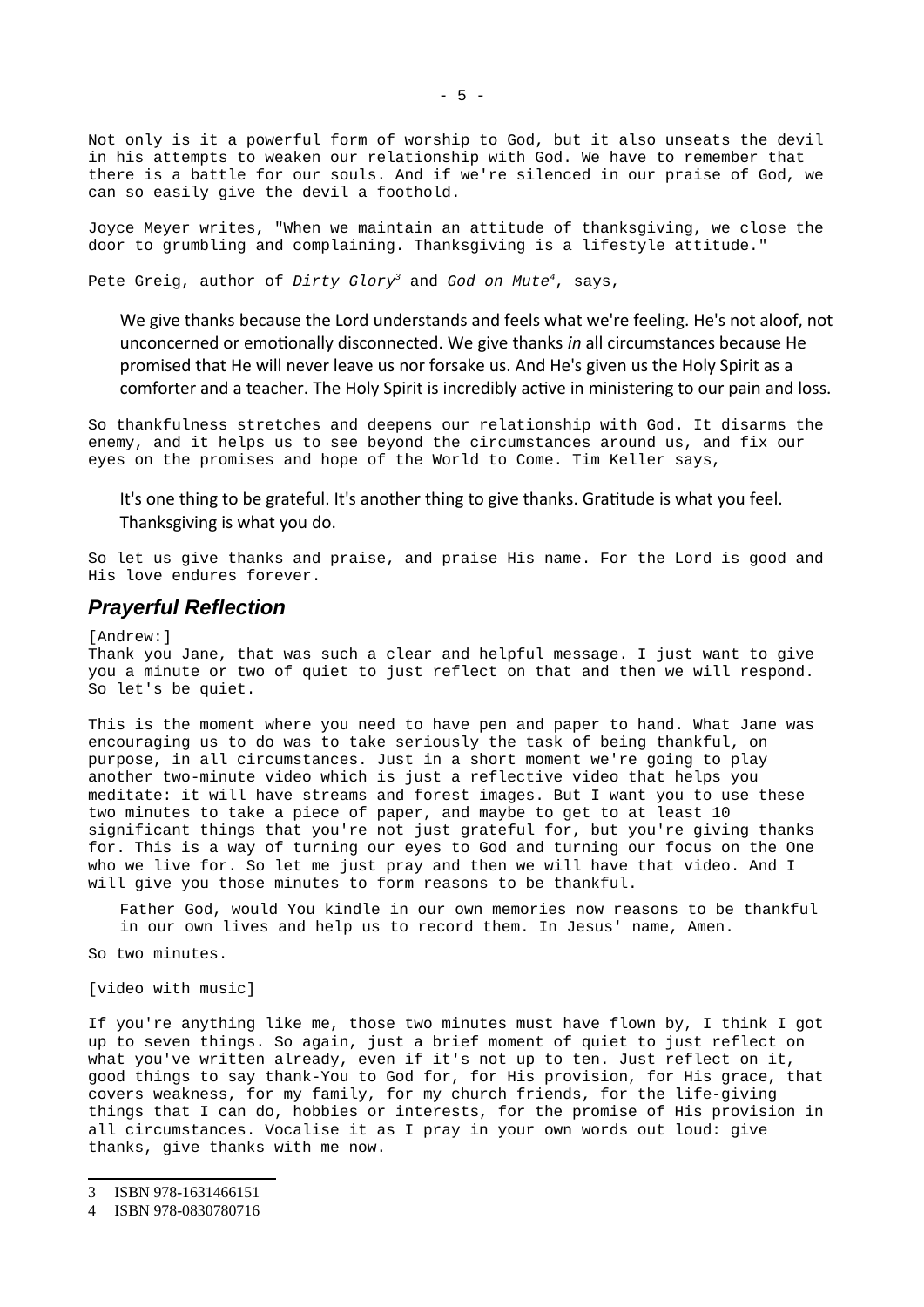Not only is it a powerful form of worship to God, but it also unseats the devil in his attempts to weaken our relationship with God. We have to remember that there is a battle for our souls. And if we're silenced in our praise of God, we can so easily give the devil a foothold.

Joyce Meyer writes, "When we maintain an attitude of thanksgiving, we close the door to grumbling and complaining. Thanksgiving is a lifestyle attitude."

Pete Greig, author of *Dirty Glory*[3] and *God on Mute*[4], says,

> We give thanks because the Lord understands and feels what we're feeling. He's not aloof, not unconcerned or emotionally disconnected. We give thanks *in* all circumstances because He promised that He will never leave us nor forsake us. And He's given us the Holy Spirit as a comforter and a teacher. The Holy Spirit is incredibly active in ministering to our pain and loss.

So thankfulness stretches and deepens our relationship with God. It disarms the enemy, and it helps us to see beyond the circumstances around us, and fix our eyes on the promises and hope of the World to Come. Tim Keller says,

> It's one thing to be grateful. It's another thing to give thanks. Gratitude is what you feel. Thanksgiving is what you do.

So let us give thanks and praise, and praise His name. For the Lord is good and His love endures forever.

## Prayerful Reflection

[Andrew:]
Thank you Jane, that was such a clear and helpful message. I just want to give you a minute or two of quiet to just reflect on that and then we will respond. So let's be quiet.

This is the moment where you need to have pen and paper to hand. What Jane was encouraging us to do was to take seriously the task of being thankful, on purpose, in all circumstances. Just in a short moment we're going to play another two-minute video which is just a reflective video that helps you meditate: it will have streams and forest images. But I want you to use these two minutes to take a piece of paper, and maybe to get to at least 10 significant things that you're not just grateful for, but you're giving thanks for. This is a way of turning our eyes to God and turning our focus on the One who we live for. So let me just pray and then we will have that video. And I will give you those minutes to form reasons to be thankful.

> Father God, would You kindle in our own memories now reasons to be thankful in our own lives and help us to record them. In Jesus' name, Amen.

So two minutes.

[video with music]

If you're anything like me, those two minutes must have flown by, I think I got up to seven things. So again, just a brief moment of quiet to just reflect on what you've written already, even if it's not up to ten. Just reflect on it, good things to say thank-You to God for, for His provision, for His grace, that covers weakness, for my family, for my church friends, for the life-giving things that I can do, hobbies or interests, for the promise of His provision in all circumstances. Vocalise it as I pray in your own words out loud: give thanks, give thanks with me now.

---

3 ISBN 978-1631466151

4 ISBN 978-0830780716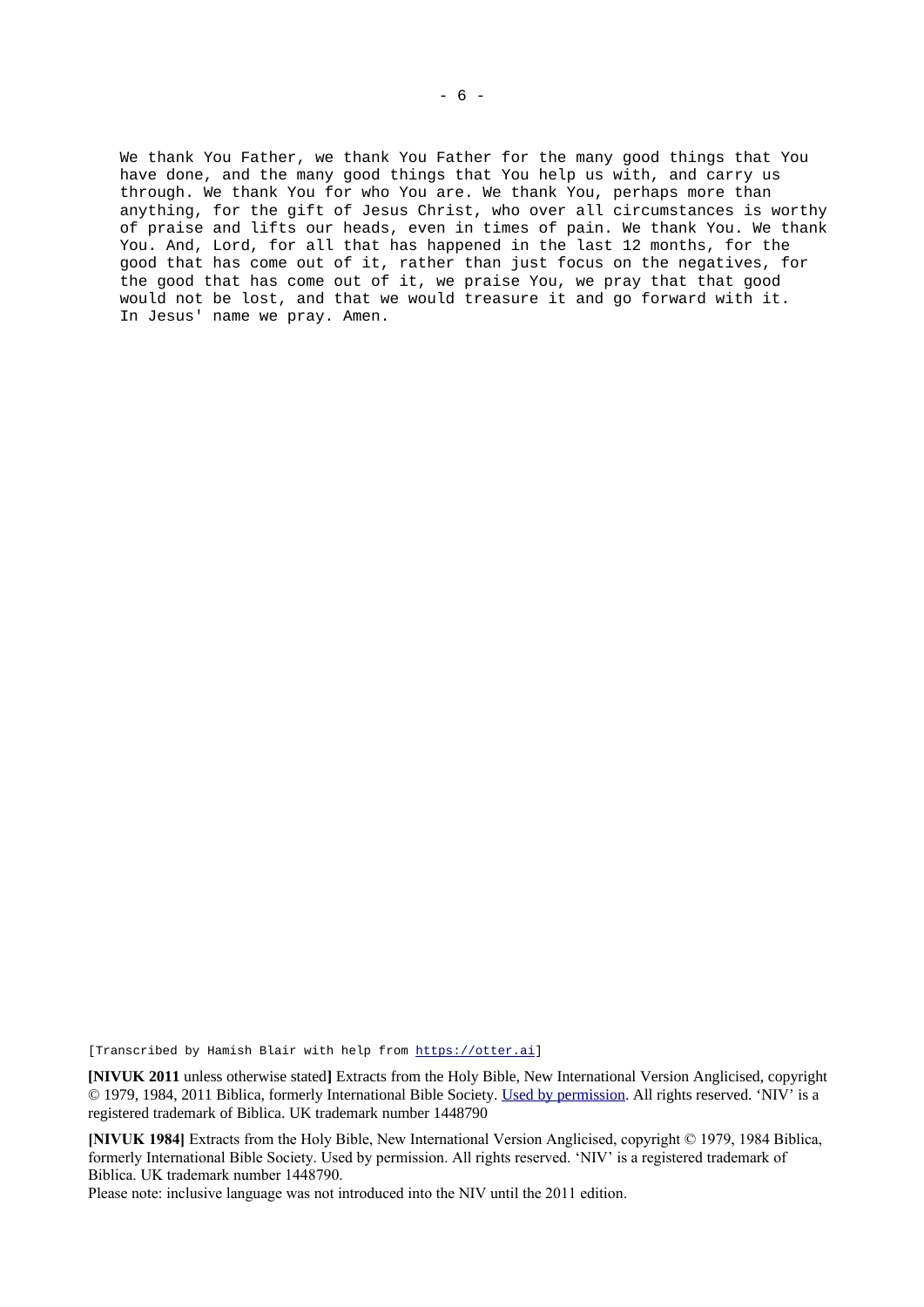We thank You Father, we thank You Father for the many good things that You have done, and the many good things that You help us with, and carry us through. We thank You for who You are. We thank You, perhaps more than anything, for the gift of Jesus Christ, who over all circumstances is worthy of praise and lifts our heads, even in times of pain. We thank You. We thank You. And, Lord, for all that has happened in the last 12 months, for the good that has come out of it, rather than just focus on the negatives, for the good that has come out of it, we praise You, we pray that that good would not be lost, and that we would treasure it and go forward with it. In Jesus' name we pray. Amen.

[Transcribed by Hamish Blair with help from https://otter.ai]

**[NIVUK 2011** unless otherwise stated**]** Extracts from the Holy Bible, New International Version Anglicised, copyright © 1979, 1984, 2011 Biblica, formerly International Bible Society. Used by permission. All rights reserved. 'NIV' is a registered trademark of Biblica. UK trademark number 1448790

**[NIVUK 1984]** Extracts from the Holy Bible, New International Version Anglicised, copyright © 1979, 1984 Biblica, formerly International Bible Society. Used by permission. All rights reserved. 'NIV' is a registered trademark of Biblica. UK trademark number 1448790.

Please note: inclusive language was not introduced into the NIV until the 2011 edition.